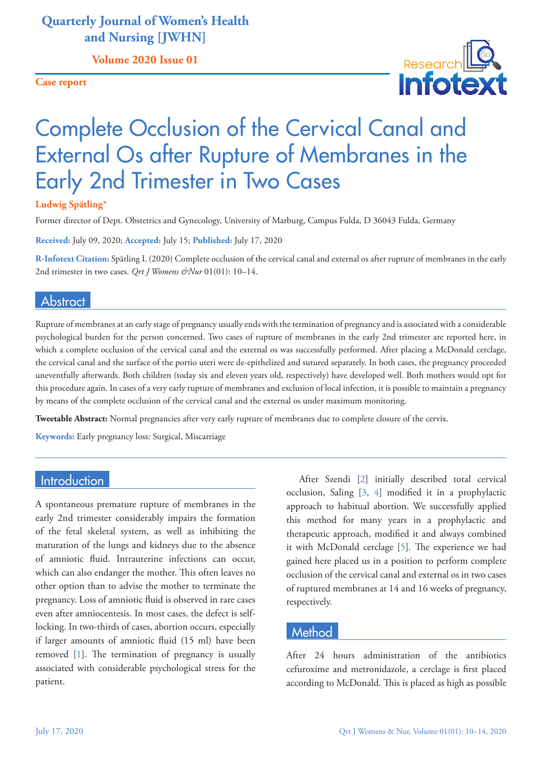Quarterly Journal of Women's Health and Nursing [JWHN]

Volume 2020 Issue 01

Case report

# Complete Occlusion of the Cervical Canal and External Os after Rupture of Membranes in the Early 2nd Trimester in Two Cases

**Ludwig Spätling***

Former director of Dept. Obstetrics and Gynecology, University of Marburg, Campus Fulda, D 36043 Fulda, Germany

**Received:** July 09, 2020; **Accepted:** July 15; **Published:** July 17, 2020

**R-Infotext Citation:** Spätling L (2020) Complete occlusion of the cervical canal and external os after rupture of membranes in the early 2nd trimester in two cases. *Qrt J Womens &Nur* 01(01): 10–14.

## Abstract

Rupture of membranes at an early stage of pregnancy usually ends with the termination of pregnancy and is associated with a considerable psychological burden for the person concerned. Two cases of rupture of membranes in the early 2nd trimester are reported here, in which a complete occlusion of the cervical canal and the external os was successfully performed. After placing a McDonald cerclage, the cervical canal and the surface of the portio uteri were de-epithelized and sutured separately. In both cases, the pregnancy proceeded uneventfully afterwards. Both children (today six and eleven years old, respectively) have developed well. Both mothers would opt for this procedure again. In cases of a very early rupture of membranes and exclusion of local infection, it is possible to maintain a pregnancy by means of the complete occlusion of the cervical canal and the external os under maximum monitoring.

**Tweetable Abstract:** Normal pregnancies after very early rupture of membranes due to complete closure of the cervix.

**Keywords:** Early pregnancy loss: Surgical, Miscarriage

## Introduction

A spontaneous premature rupture of membranes in the early 2nd trimester considerably impairs the formation of the fetal skeletal system, as well as inhibiting the maturation of the lungs and kidneys due to the absence of amniotic fluid. Intrauterine infections can occur, which can also endanger the mother. This often leaves no other option than to advise the mother to terminate the pregnancy. Loss of amniotic fluid is observed in rare cases even after amniocentesis. In most cases, the defect is self-locking. In two-thirds of cases, abortion occurs, especially if larger amounts of amniotic fluid (15 ml) have been removed [1]. The termination of pregnancy is usually associated with considerable psychological stress for the patient.

After Szendi [2] initially described total cervical occlusion, Saling [3, 4] modified it in a prophylactic approach to habitual abortion. We successfully applied this method for many years in a prophylactic and therapeutic approach, modified it and always combined it with McDonald cerclage [5]. The experience we had gained here placed us in a position to perform complete occlusion of the cervical canal and external os in two cases of ruptured membranes at 14 and 16 weeks of pregnancy, respectively.

## Method

After 24 hours administration of the antibiotics cefuroxime and metronidazole, a cerclage is first placed according to McDonald. This is placed as high as possible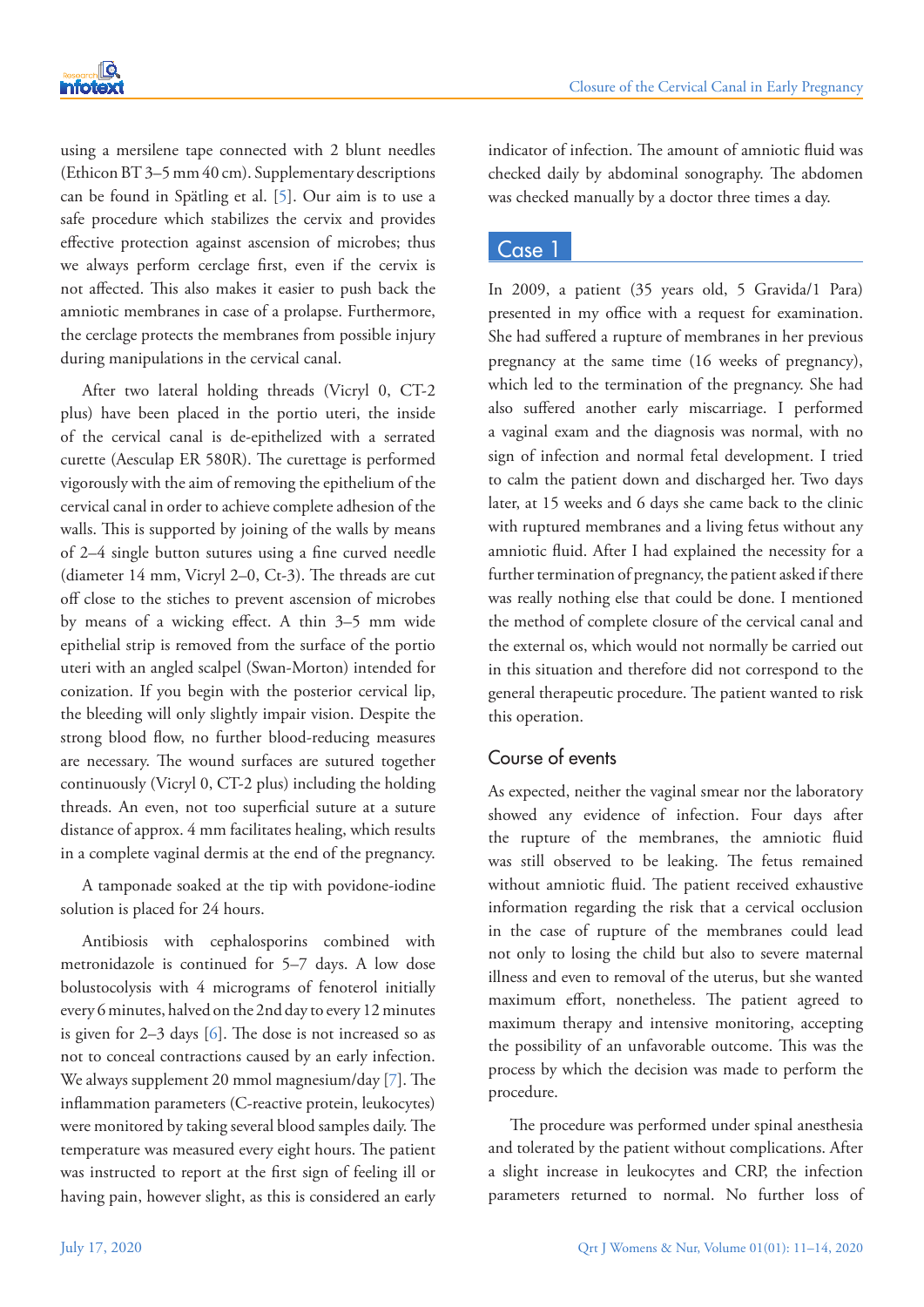using a mersilene tape connected with 2 blunt needles (Ethicon BT 3–5 mm 40 cm). Supplementary descriptions can be found in Spätling et al. [5]. Our aim is to use a safe procedure which stabilizes the cervix and provides effective protection against ascension of microbes; thus we always perform cerclage first, even if the cervix is not affected. This also makes it easier to push back the amniotic membranes in case of a prolapse. Furthermore, the cerclage protects the membranes from possible injury during manipulations in the cervical canal.

After two lateral holding threads (Vicryl 0, CT-2 plus) have been placed in the portio uteri, the inside of the cervical canal is de-epithelized with a serrated curette (Aesculap ER 580R). The curettage is performed vigorously with the aim of removing the epithelium of the cervical canal in order to achieve complete adhesion of the walls. This is supported by joining of the walls by means of 2–4 single button sutures using a fine curved needle (diameter 14 mm, Vicryl 2–0, Ct-3). The threads are cut off close to the stiches to prevent ascension of microbes by means of a wicking effect. A thin 3–5 mm wide epithelial strip is removed from the surface of the portio uteri with an angled scalpel (Swan-Morton) intended for conization. If you begin with the posterior cervical lip, the bleeding will only slightly impair vision. Despite the strong blood flow, no further blood-reducing measures are necessary. The wound surfaces are sutured together continuously (Vicryl 0, CT-2 plus) including the holding threads. An even, not too superficial suture at a suture distance of approx. 4 mm facilitates healing, which results in a complete vaginal dermis at the end of the pregnancy.

A tamponade soaked at the tip with povidone-iodine solution is placed for 24 hours.

Antibiosis with cephalosporins combined with metronidazole is continued for 5–7 days. A low dose bolustocolysis with 4 micrograms of fenoterol initially every 6 minutes, halved on the 2nd day to every 12 minutes is given for 2–3 days [6]. The dose is not increased so as not to conceal contractions caused by an early infection. We always supplement 20 mmol magnesium/day [7]. The inflammation parameters (C-reactive protein, leukocytes) were monitored by taking several blood samples daily. The temperature was measured every eight hours. The patient was instructed to report at the first sign of feeling ill or having pain, however slight, as this is considered an early indicator of infection. The amount of amniotic fluid was checked daily by abdominal sonography. The abdomen was checked manually by a doctor three times a day.

## Case 1

In 2009, a patient (35 years old, 5 Gravida/1 Para) presented in my office with a request for examination. She had suffered a rupture of membranes in her previous pregnancy at the same time (16 weeks of pregnancy), which led to the termination of the pregnancy. She had also suffered another early miscarriage. I performed a vaginal exam and the diagnosis was normal, with no sign of infection and normal fetal development. I tried to calm the patient down and discharged her. Two days later, at 15 weeks and 6 days she came back to the clinic with ruptured membranes and a living fetus without any amniotic fluid. After I had explained the necessity for a further termination of pregnancy, the patient asked if there was really nothing else that could be done. I mentioned the method of complete closure of the cervical canal and the external os, which would not normally be carried out in this situation and therefore did not correspond to the general therapeutic procedure. The patient wanted to risk this operation.

### Course of events

As expected, neither the vaginal smear nor the laboratory showed any evidence of infection. Four days after the rupture of the membranes, the amniotic fluid was still observed to be leaking. The fetus remained without amniotic fluid. The patient received exhaustive information regarding the risk that a cervical occlusion in the case of rupture of the membranes could lead not only to losing the child but also to severe maternal illness and even to removal of the uterus, but she wanted maximum effort, nonetheless. The patient agreed to maximum therapy and intensive monitoring, accepting the possibility of an unfavorable outcome. This was the process by which the decision was made to perform the procedure.

The procedure was performed under spinal anesthesia and tolerated by the patient without complications. After a slight increase in leukocytes and CRP, the infection parameters returned to normal. No further loss of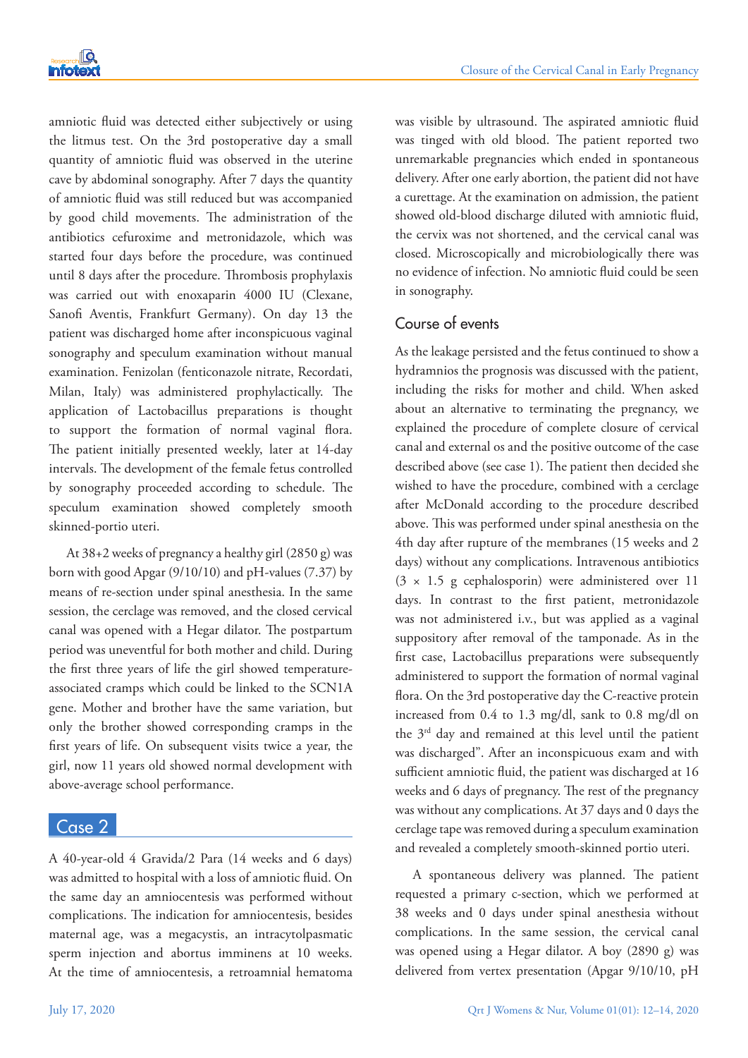amniotic fluid was detected either subjectively or using the litmus test. On the 3rd postoperative day a small quantity of amniotic fluid was observed in the uterine cave by abdominal sonography. After 7 days the quantity of amniotic fluid was still reduced but was accompanied by good child movements. The administration of the antibiotics cefuroxime and metronidazole, which was started four days before the procedure, was continued until 8 days after the procedure. Thrombosis prophylaxis was carried out with enoxaparin 4000 IU (Clexane, Sanofi Aventis, Frankfurt Germany). On day 13 the patient was discharged home after inconspicuous vaginal sonography and speculum examination without manual examination. Fenizolan (fenticonazole nitrate, Recordati, Milan, Italy) was administered prophylactically. The application of Lactobacillus preparations is thought to support the formation of normal vaginal flora. The patient initially presented weekly, later at 14-day intervals. The development of the female fetus controlled by sonography proceeded according to schedule. The speculum examination showed completely smooth skinned-portio uteri.

At 38+2 weeks of pregnancy a healthy girl (2850 g) was born with good Apgar (9/10/10) and pH-values (7.37) by means of re-section under spinal anesthesia. In the same session, the cerclage was removed, and the closed cervical canal was opened with a Hegar dilator. The postpartum period was uneventful for both mother and child. During the first three years of life the girl showed temperature-associated cramps which could be linked to the SCN1A gene. Mother and brother have the same variation, but only the brother showed corresponding cramps in the first years of life. On subsequent visits twice a year, the girl, now 11 years old showed normal development with above-average school performance.

## Case 2

A 40-year-old 4 Gravida/2 Para (14 weeks and 6 days) was admitted to hospital with a loss of amniotic fluid. On the same day an amniocentesis was performed without complications. The indication for amniocentesis, besides maternal age, was a megacystis, an intracytolpasmatic sperm injection and abortus imminens at 10 weeks. At the time of amniocentesis, a retroamnial hematoma was visible by ultrasound. The aspirated amniotic fluid was tinged with old blood. The patient reported two unremarkable pregnancies which ended in spontaneous delivery. After one early abortion, the patient did not have a curettage. At the examination on admission, the patient showed old-blood discharge diluted with amniotic fluid, the cervix was not shortened, and the cervical canal was closed. Microscopically and microbiologically there was no evidence of infection. No amniotic fluid could be seen in sonography.

### Course of events

As the leakage persisted and the fetus continued to show a hydramnios the prognosis was discussed with the patient, including the risks for mother and child. When asked about an alternative to terminating the pregnancy, we explained the procedure of complete closure of cervical canal and external os and the positive outcome of the case described above (see case 1). The patient then decided she wished to have the procedure, combined with a cerclage after McDonald according to the procedure described above. This was performed under spinal anesthesia on the 4th day after rupture of the membranes (15 weeks and 2 days) without any complications. Intravenous antibiotics (3 × 1.5 g cephalosporin) were administered over 11 days. In contrast to the first patient, metronidazole was not administered i.v., but was applied as a vaginal suppository after removal of the tamponade. As in the first case, Lactobacillus preparations were subsequently administered to support the formation of normal vaginal flora. On the 3rd postoperative day the C-reactive protein increased from 0.4 to 1.3 mg/dl, sank to 0.8 mg/dl on the 3rd day and remained at this level until the patient was discharged". After an inconspicuous exam and with sufficient amniotic fluid, the patient was discharged at 16 weeks and 6 days of pregnancy. The rest of the pregnancy was without any complications. At 37 days and 0 days the cerclage tape was removed during a speculum examination and revealed a completely smooth-skinned portio uteri.

A spontaneous delivery was planned. The patient requested a primary c-section, which we performed at 38 weeks and 0 days under spinal anesthesia without complications. In the same session, the cervical canal was opened using a Hegar dilator. A boy (2890 g) was delivered from vertex presentation (Apgar 9/10/10, pH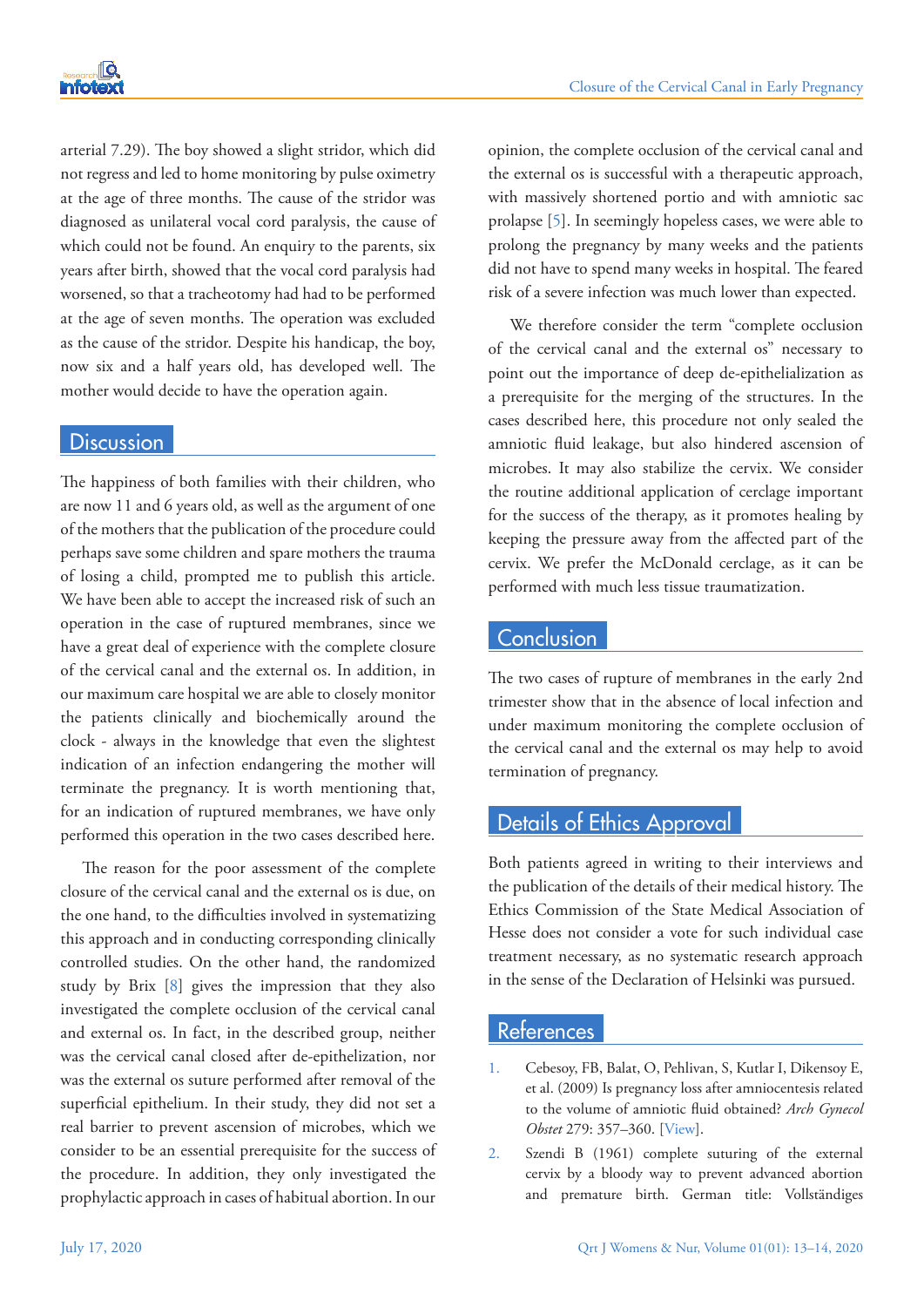arterial 7.29). The boy showed a slight stridor, which did not regress and led to home monitoring by pulse oximetry at the age of three months. The cause of the stridor was diagnosed as unilateral vocal cord paralysis, the cause of which could not be found. An enquiry to the parents, six years after birth, showed that the vocal cord paralysis had worsened, so that a tracheotomy had had to be performed at the age of seven months. The operation was excluded as the cause of the stridor. Despite his handicap, the boy, now six and a half years old, has developed well. The mother would decide to have the operation again.

## Discussion

The happiness of both families with their children, who are now 11 and 6 years old, as well as the argument of one of the mothers that the publication of the procedure could perhaps save some children and spare mothers the trauma of losing a child, prompted me to publish this article. We have been able to accept the increased risk of such an operation in the case of ruptured membranes, since we have a great deal of experience with the complete closure of the cervical canal and the external os. In addition, in our maximum care hospital we are able to closely monitor the patients clinically and biochemically around the clock - always in the knowledge that even the slightest indication of an infection endangering the mother will terminate the pregnancy. It is worth mentioning that, for an indication of ruptured membranes, we have only performed this operation in the two cases described here.

The reason for the poor assessment of the complete closure of the cervical canal and the external os is due, on the one hand, to the difficulties involved in systematizing this approach and in conducting corresponding clinically controlled studies. On the other hand, the randomized study by Brix [8] gives the impression that they also investigated the complete occlusion of the cervical canal and external os. In fact, in the described group, neither was the cervical canal closed after de-epithelization, nor was the external os suture performed after removal of the superficial epithelium. In their study, they did not set a real barrier to prevent ascension of microbes, which we consider to be an essential prerequisite for the success of the procedure. In addition, they only investigated the prophylactic approach in cases of habitual abortion. In our opinion, the complete occlusion of the cervical canal and the external os is successful with a therapeutic approach, with massively shortened portio and with amniotic sac prolapse [5]. In seemingly hopeless cases, we were able to prolong the pregnancy by many weeks and the patients did not have to spend many weeks in hospital. The feared risk of a severe infection was much lower than expected.

We therefore consider the term "complete occlusion of the cervical canal and the external os" necessary to point out the importance of deep de-epithelialization as a prerequisite for the merging of the structures. In the cases described here, this procedure not only sealed the amniotic fluid leakage, but also hindered ascension of microbes. It may also stabilize the cervix. We consider the routine additional application of cerclage important for the success of the therapy, as it promotes healing by keeping the pressure away from the affected part of the cervix. We prefer the McDonald cerclage, as it can be performed with much less tissue traumatization.

## Conclusion

The two cases of rupture of membranes in the early 2nd trimester show that in the absence of local infection and under maximum monitoring the complete occlusion of the cervical canal and the external os may help to avoid termination of pregnancy.

## Details of Ethics Approval

Both patients agreed in writing to their interviews and the publication of the details of their medical history. The Ethics Commission of the State Medical Association of Hesse does not consider a vote for such individual case treatment necessary, as no systematic research approach in the sense of the Declaration of Helsinki was pursued.

## References

1. Cebesoy, FB, Balat, O, Pehlivan, S, Kutlar I, Dikensoy E, et al. (2009) Is pregnancy loss after amniocentesis related to the volume of amniotic fluid obtained? *Arch Gynecol Obstet* 279: 357–360. [View].
2. Szendi B (1961) complete suturing of the external cervix by a bloody way to prevent advanced abortion and premature birth. German title: Vollständiges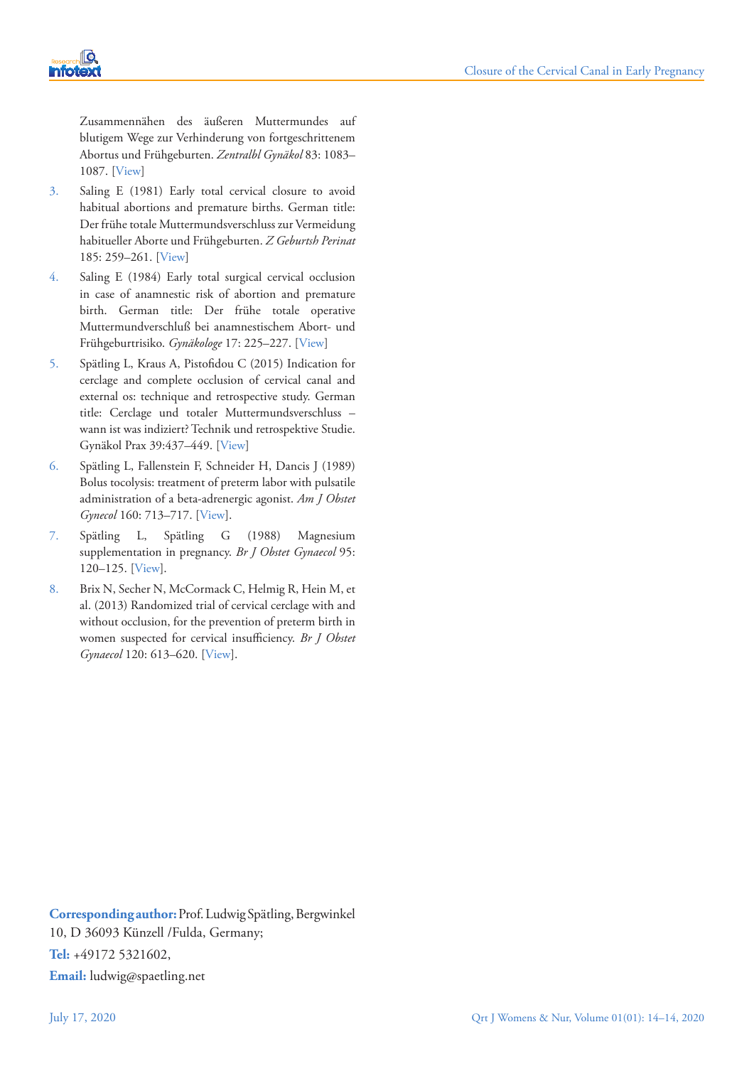Zusammennähen des äußeren Muttermundes auf blutigem Wege zur Verhinderung von fortgeschrittenem Abortus und Frühgeburten. *Zentralbl Gynäkol* 83: 1083–1087. [View]

3. Saling E (1981) Early total cervical closure to avoid habitual abortions and premature births. German title: Der frühe totale Muttermundsverschluss zur Vermeidung habitueller Aborte und Frühgeburten. *Z Geburtsh Perinat* 185: 259–261. [View]
4. Saling E (1984) Early total surgical cervical occlusion in case of anamnestic risk of abortion and premature birth. German title: Der frühe totale operative Muttermundverschluß bei anamnestischem Abort- und Frühgeburtrisiko. *Gynäkologe* 17: 225–227. [View]
5. Spätling L, Kraus A, Pistofidou C (2015) Indication for cerclage and complete occlusion of cervical canal and external os: technique and retrospective study. German title: Cerclage und totaler Muttermundsverschluss – wann ist was indiziert? Technik und retrospektive Studie. Gynäkol Prax 39:437–449. [View]
6. Spätling L, Fallenstein F, Schneider H, Dancis J (1989) Bolus tocolysis: treatment of preterm labor with pulsatile administration of a beta-adrenergic agonist. *Am J Obstet Gynecol* 160: 713–717. [View].
7. Spätling L, Spätling G (1988) Magnesium supplementation in pregnancy. *Br J Obstet Gynaecol* 95: 120–125. [View].
8. Brix N, Secher N, McCormack C, Helmig R, Hein M, et al. (2013) Randomized trial of cervical cerclage with and without occlusion, for the prevention of preterm birth in women suspected for cervical insufficiency. *Br J Obstet Gynaecol* 120: 613–620. [View].

**Corresponding author:** Prof. Ludwig Spätling, Bergwinkel 10, D 36093 Künzell /Fulda, Germany;

**Tel:** +49172 5321602,

**Email:** ludwig@spaetling.net

July 17, 2020